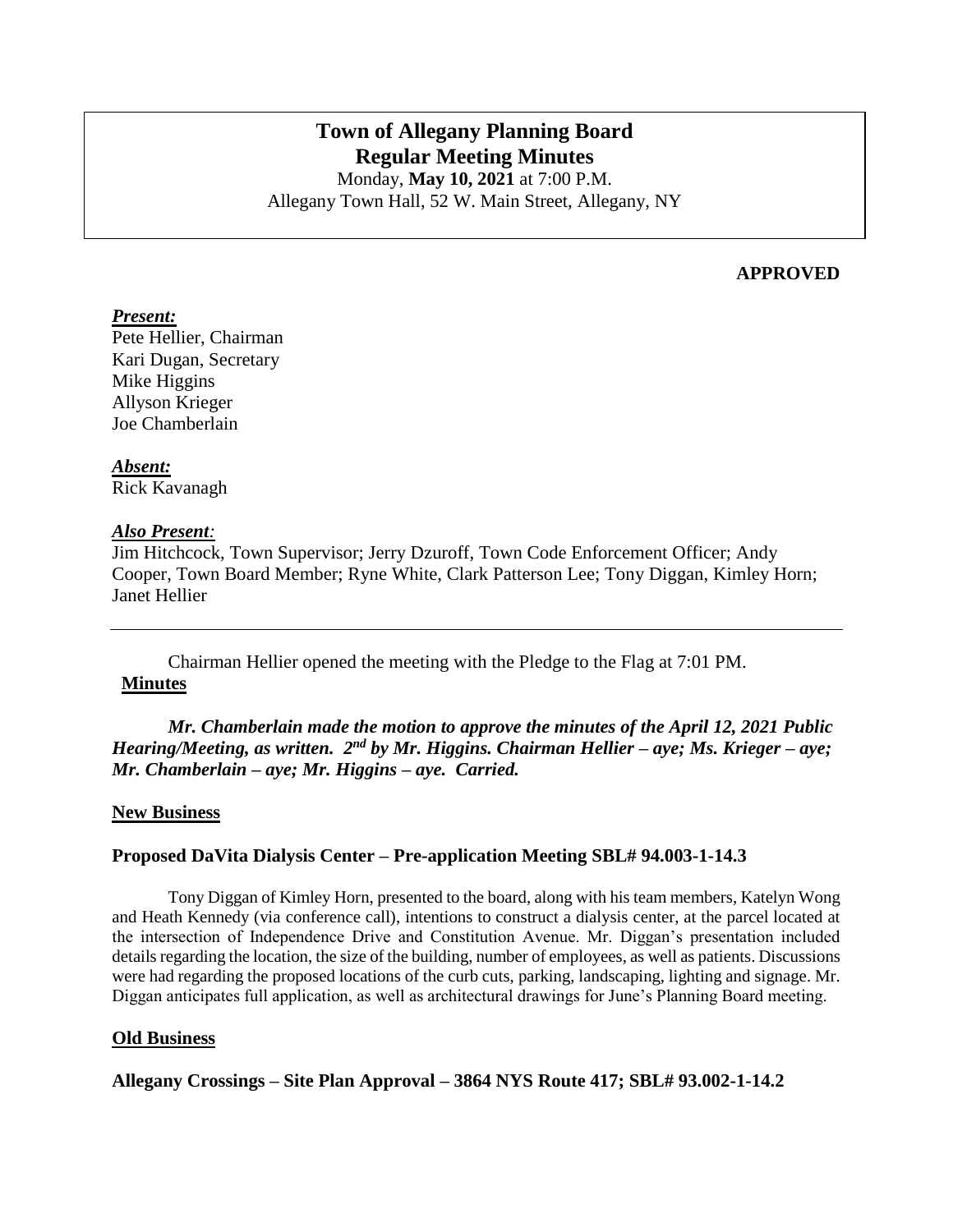# Town of Allegany Planning Board
## Regular Meeting Minutes

Monday, **May 10, 2021** at 7:00 P.M.
Allegany Town Hall, 52 W. Main Street, Allegany, NY

**APPROVED**

***Present:***
Pete Hellier, Chairman
Kari Dugan, Secretary
Mike Higgins
Allyson Krieger
Joe Chamberlain

***Absent:***
Rick Kavanagh

***Also Present:***
Jim Hitchcock, Town Supervisor; Jerry Dzuroff, Town Code Enforcement Officer; Andy Cooper, Town Board Member; Ryne White, Clark Patterson Lee; Tony Diggan, Kimley Horn; Janet Hellier

---

Chairman Hellier opened the meeting with the Pledge to the Flag at 7:01 PM.

**Minutes**

***Mr. Chamberlain made the motion to approve the minutes of the April 12, 2021 Public Hearing/Meeting, as written. 2nd by Mr. Higgins. Chairman Hellier – aye; Ms. Krieger – aye; Mr. Chamberlain – aye; Mr. Higgins – aye. Carried.***

**New Business**

**Proposed DaVita Dialysis Center – Pre-application Meeting SBL# 94.003-1-14.3**

Tony Diggan of Kimley Horn, presented to the board, along with his team members, Katelyn Wong and Heath Kennedy (via conference call), intentions to construct a dialysis center, at the parcel located at the intersection of Independence Drive and Constitution Avenue. Mr. Diggan's presentation included details regarding the location, the size of the building, number of employees, as well as patients. Discussions were had regarding the proposed locations of the curb cuts, parking, landscaping, lighting and signage. Mr. Diggan anticipates full application, as well as architectural drawings for June's Planning Board meeting.

**Old Business**

**Allegany Crossings – Site Plan Approval – 3864 NYS Route 417; SBL# 93.002-1-14.2**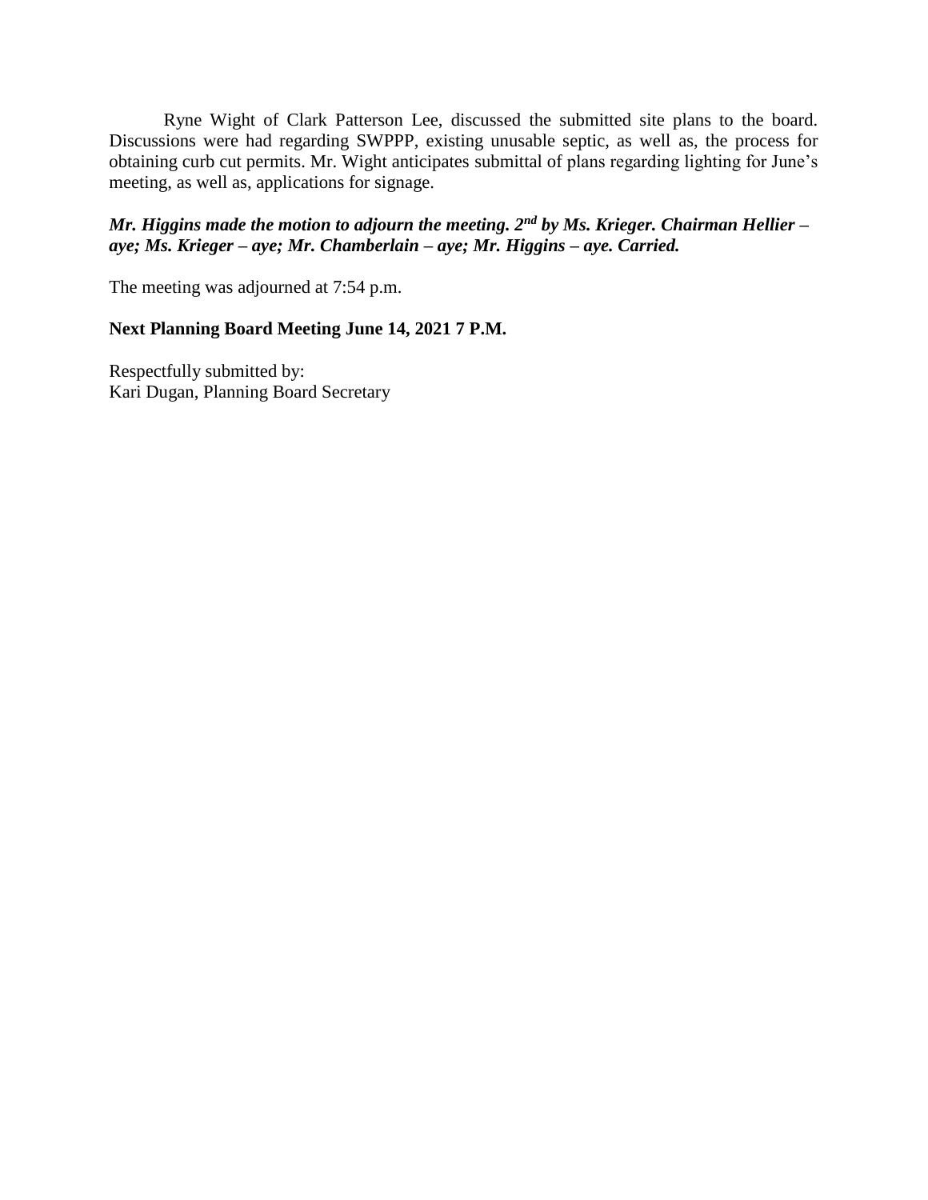Ryne Wight of Clark Patterson Lee, discussed the submitted site plans to the board. Discussions were had regarding SWPPP, existing unusable septic, as well as, the process for obtaining curb cut permits. Mr. Wight anticipates submittal of plans regarding lighting for June's meeting, as well as, applications for signage.

***Mr. Higgins made the motion to adjourn the meeting. 2nd by Ms. Krieger. Chairman Hellier – aye; Ms. Krieger – aye; Mr. Chamberlain – aye; Mr. Higgins – aye. Carried.***

The meeting was adjourned at 7:54 p.m.

**Next Planning Board Meeting June 14, 2021 7 P.M.**

Respectfully submitted by:
Kari Dugan, Planning Board Secretary